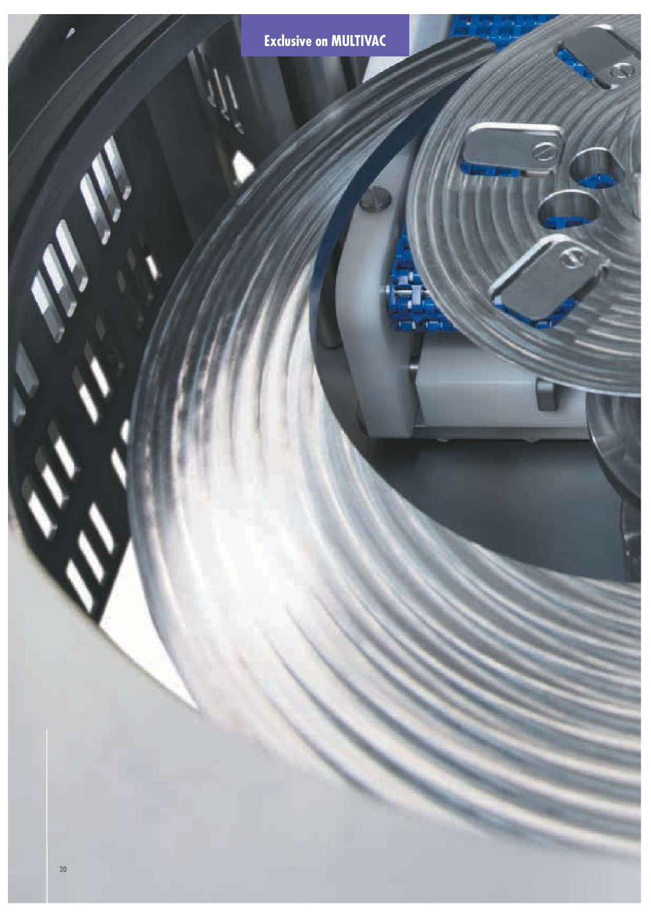Exclusive on MULTIVAC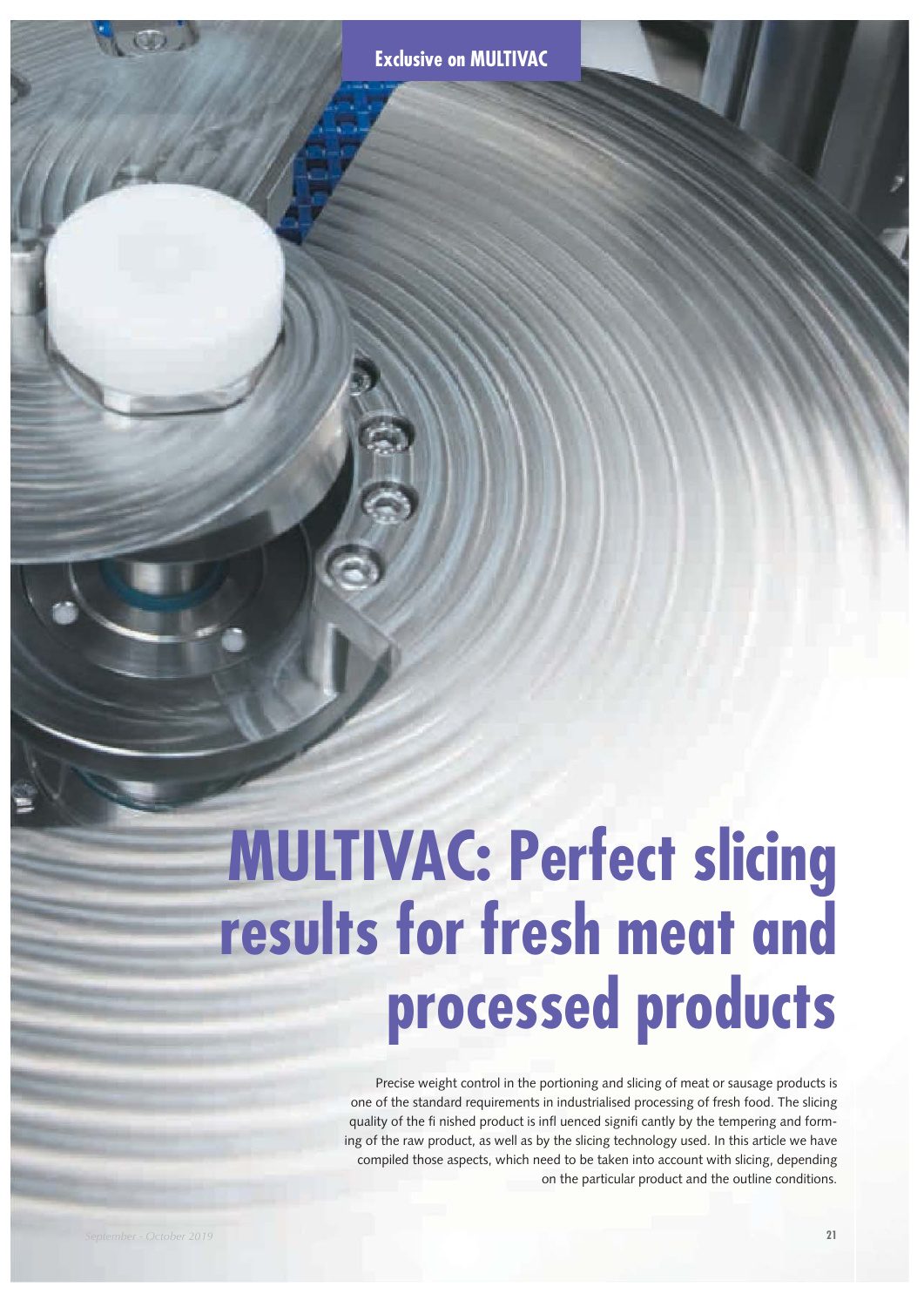Exclusive on MULTIVAC

# MULTIVAC: Perfect slicing results for fresh meat and processed products

Precise weight control in the portioning and slicing of meat or sausage products is one of the standard requirements in industrialised processing of fresh food. The slicing quality of the finished product is influenced significantly by the tempering and forming of the raw product, as well as by the slicing technology used. In this article we have compiled those aspects, which need to be taken into account with slicing, depending on the particular product and the outline conditions.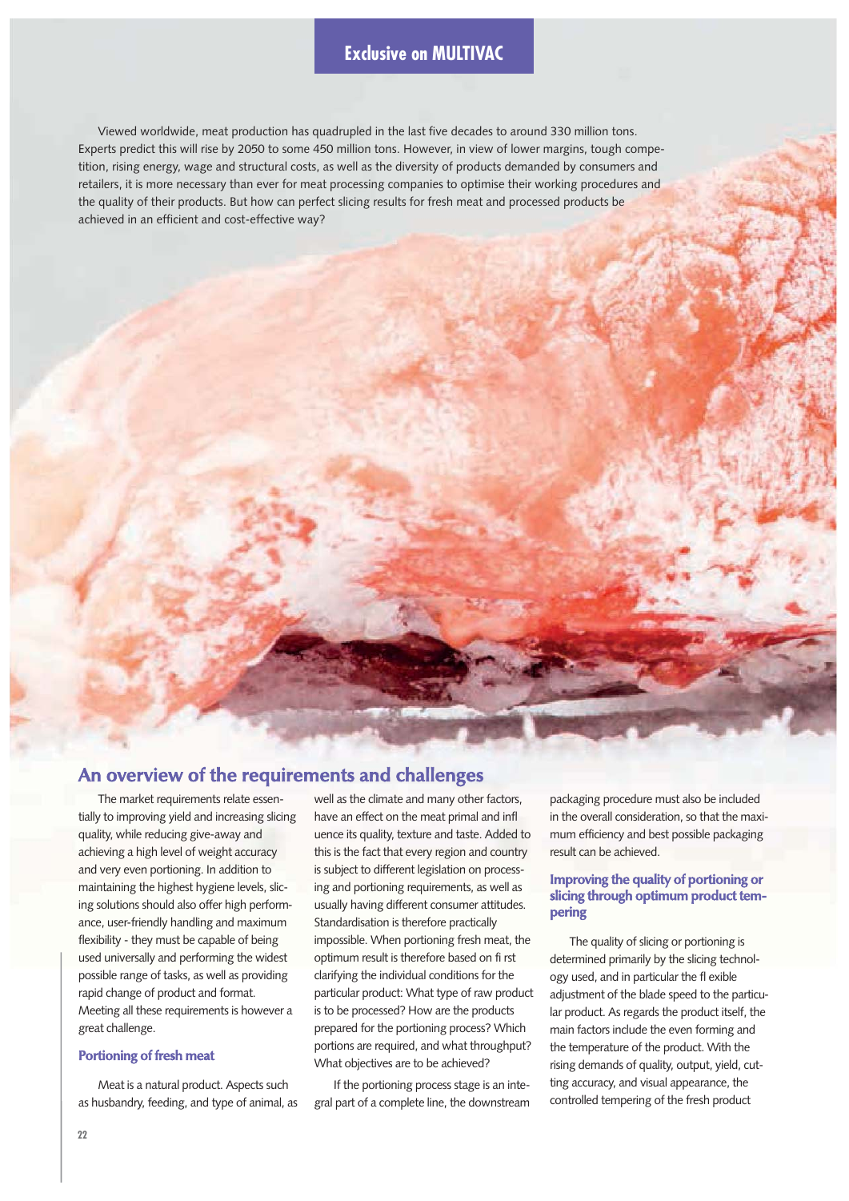## Exclusive on MULTIVAC

Viewed worldwide, meat production has quadrupled in the last five decades to around 330 million tons. Experts predict this will rise by 2050 to some 450 million tons. However, in view of lower margins, tough competition, rising energy, wage and structural costs, as well as the diversity of products demanded by consumers and retailers, it is more necessary than ever for meat processing companies to optimise their working procedures and the quality of their products. But how can perfect slicing results for fresh meat and processed products be achieved in an efficient and cost-effective way?

## An overview of the requirements and challenges

The market requirements relate essentially to improving yield and increasing slicing quality, while reducing give-away and achieving a high level of weight accuracy and very even portioning. In addition to maintaining the highest hygiene levels, slicing solutions should also offer high performance, user-friendly handling and maximum flexibility - they must be capable of being used universally and performing the widest possible range of tasks, as well as providing rapid change of product and format. Meeting all these requirements is however a great challenge.

### Portioning of fresh meat

Meat is a natural product. Aspects such as husbandry, feeding, and type of animal, as well as the climate and many other factors, have an effect on the meat primal and influence its quality, texture and taste. Added to this is the fact that every region and country is subject to different legislation on processing and portioning requirements, as well as usually having different consumer attitudes. Standardisation is therefore practically impossible. When portioning fresh meat, the optimum result is therefore based on first clarifying the individual conditions for the particular product: What type of raw product is to be processed? How are the products prepared for the portioning process? Which portions are required, and what throughput? What objectives are to be achieved?

If the portioning process stage is an integral part of a complete line, the downstream packaging procedure must also be included in the overall consideration, so that the maximum efficiency and best possible packaging result can be achieved.

### Improving the quality of portioning or slicing through optimum product tempering

The quality of slicing or portioning is determined primarily by the slicing technology used, and in particular the flexible adjustment of the blade speed to the particular product. As regards the product itself, the main factors include the even forming and the temperature of the product. With the rising demands of quality, output, yield, cutting accuracy, and visual appearance, the controlled tempering of the fresh product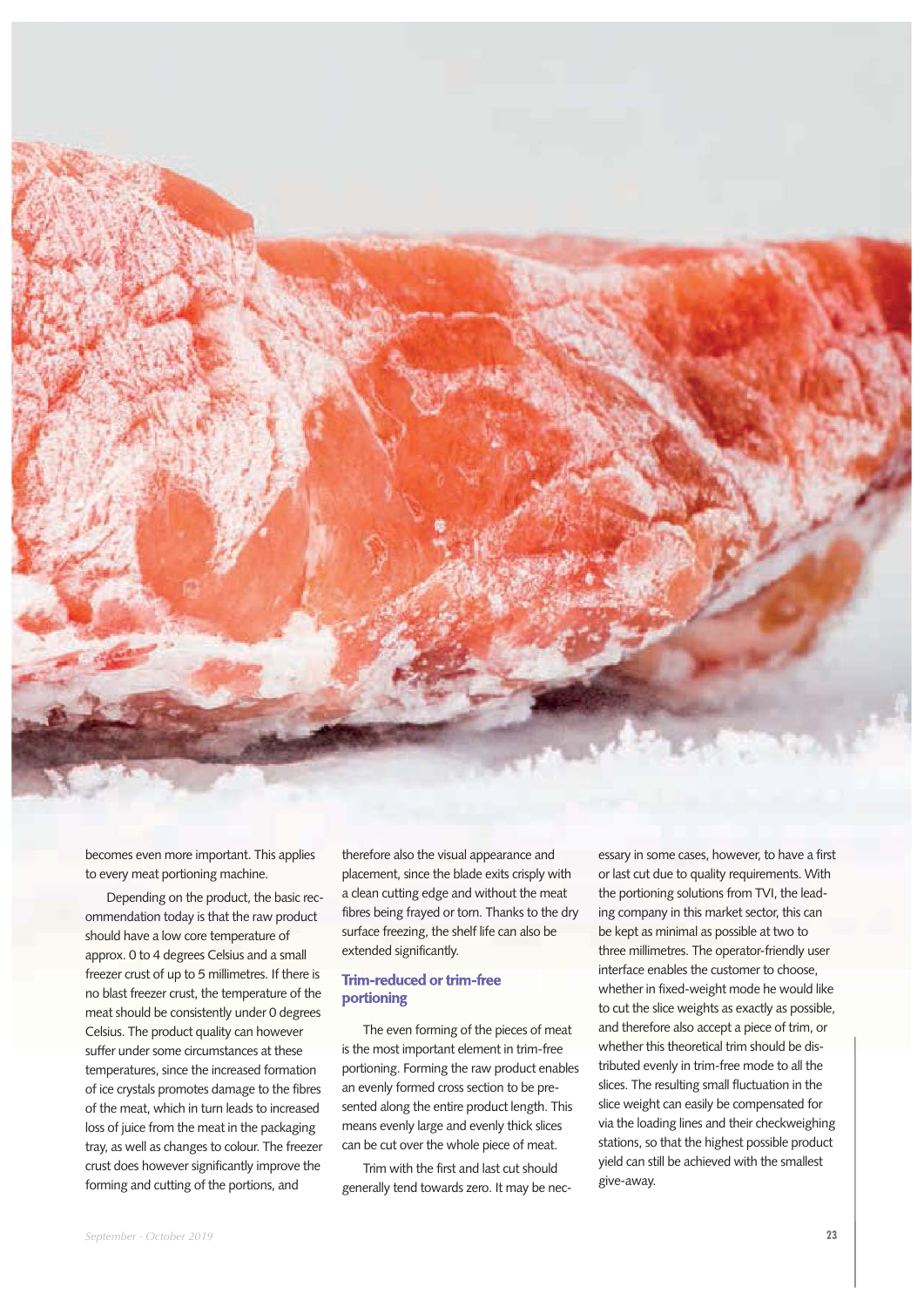becomes even more important. This applies to every meat portioning machine.

Depending on the product, the basic recommendation today is that the raw product should have a low core temperature of approx. 0 to 4 degrees Celsius and a small freezer crust of up to 5 millimetres. If there is no blast freezer crust, the temperature of the meat should be consistently under 0 degrees Celsius. The product quality can however suffer under some circumstances at these temperatures, since the increased formation of ice crystals promotes damage to the fibres of the meat, which in turn leads to increased loss of juice from the meat in the packaging tray, as well as changes to colour. The freezer crust does however significantly improve the forming and cutting of the portions, and therefore also the visual appearance and placement, since the blade exits crisply with a clean cutting edge and without the meat fibres being frayed or torn. Thanks to the dry surface freezing, the shelf life can also be extended significantly.

## Trim-reduced or trim-free portioning

The even forming of the pieces of meat is the most important element in trim-free portioning. Forming the raw product enables an evenly formed cross section to be presented along the entire product length. This means evenly large and evenly thick slices can be cut over the whole piece of meat.

Trim with the first and last cut should generally tend towards zero. It may be necessary in some cases, however, to have a first or last cut due to quality requirements. With the portioning solutions from TVI, the leading company in this market sector, this can be kept as minimal as possible at two to three millimetres. The operator-friendly user interface enables the customer to choose, whether in fixed-weight mode he would like to cut the slice weights as exactly as possible, and therefore also accept a piece of trim, or whether this theoretical trim should be distributed evenly in trim-free mode to all the slices. The resulting small fluctuation in the slice weight can easily be compensated for via the loading lines and their checkweighing stations, so that the highest possible product yield can still be achieved with the smallest give-away.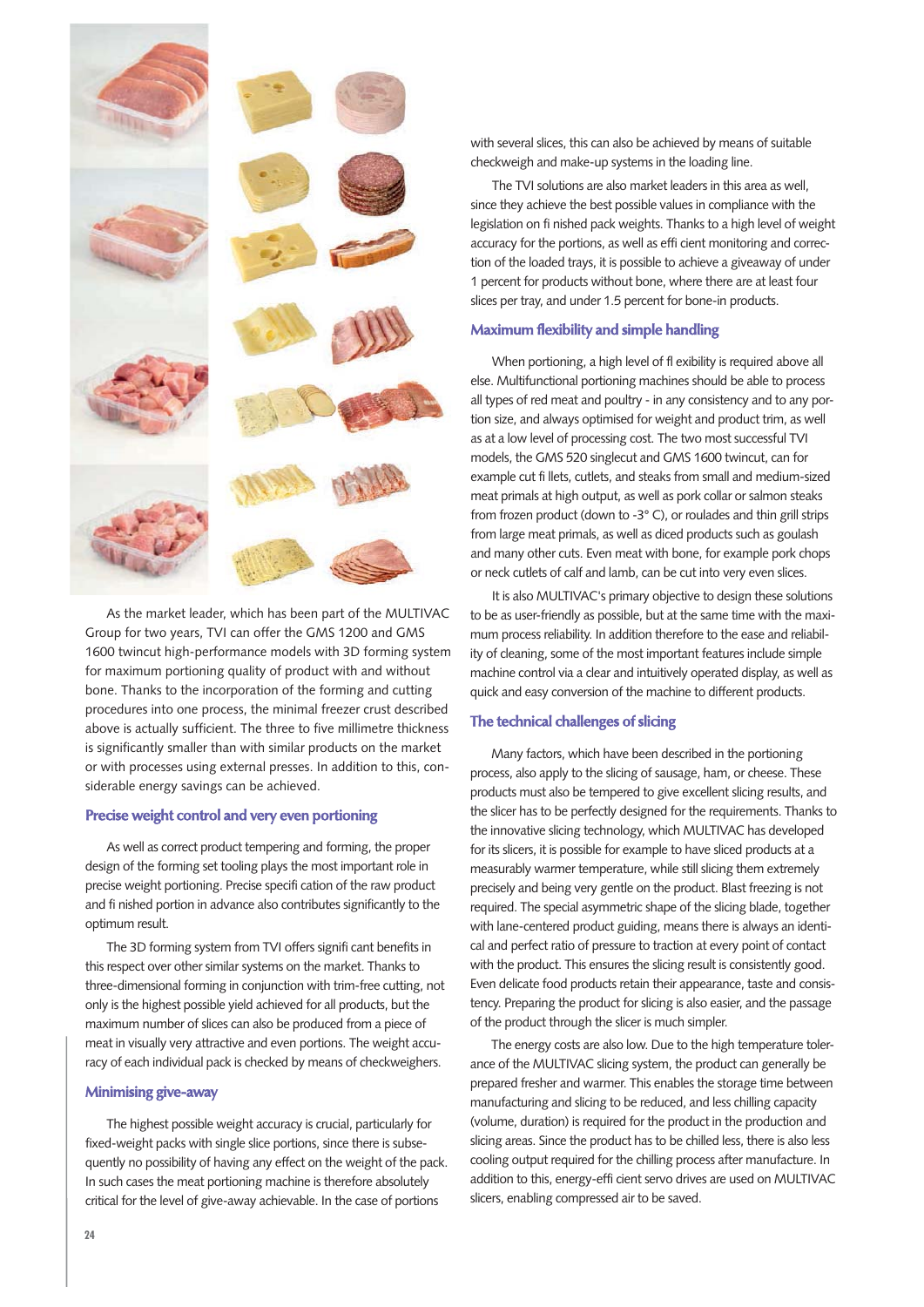As the market leader, which has been part of the MULTIVAC Group for two years, TVI can offer the GMS 1200 and GMS 1600 twincut high-performance models with 3D forming system for maximum portioning quality of product with and without bone. Thanks to the incorporation of the forming and cutting procedures into one process, the minimal freezer crust described above is actually sufficient. The three to five millimetre thickness is significantly smaller than with similar products on the market or with processes using external presses. In addition to this, considerable energy savings can be achieved.

### Precise weight control and very even portioning

As well as correct product tempering and forming, the proper design of the forming set tooling plays the most important role in precise weight portioning. Precise specification of the raw product and finished portion in advance also contributes significantly to the optimum result.

The 3D forming system from TVI offers significant benefits in this respect over other similar systems on the market. Thanks to three-dimensional forming in conjunction with trim-free cutting, not only is the highest possible yield achieved for all products, but the maximum number of slices can also be produced from a piece of meat in visually very attractive and even portions. The weight accuracy of each individual pack is checked by means of checkweighers.

### Minimising give-away

The highest possible weight accuracy is crucial, particularly for fixed-weight packs with single slice portions, since there is subsequently no possibility of having any effect on the weight of the pack. In such cases the meat portioning machine is therefore absolutely critical for the level of give-away achievable. In the case of portions with several slices, this can also be achieved by means of suitable checkweigh and make-up systems in the loading line.

The TVI solutions are also market leaders in this area as well, since they achieve the best possible values in compliance with the legislation on finished pack weights. Thanks to a high level of weight accuracy for the portions, as well as efficient monitoring and correction of the loaded trays, it is possible to achieve a giveaway of under 1 percent for products without bone, where there are at least four slices per tray, and under 1.5 percent for bone-in products.

### Maximum flexibility and simple handling

When portioning, a high level of flexibility is required above all else. Multifunctional portioning machines should be able to process all types of red meat and poultry - in any consistency and to any portion size, and always optimised for weight and product trim, as well as at a low level of processing cost. The two most successful TVI models, the GMS 520 singlecut and GMS 1600 twincut, can for example cut fillets, cutlets, and steaks from small and medium-sized meat primals at high output, as well as pork collar or salmon steaks from frozen product (down to -3° C), or roulades and thin grill strips from large meat primals, as well as diced products such as goulash and many other cuts. Even meat with bone, for example pork chops or neck cutlets of calf and lamb, can be cut into very even slices.

It is also MULTIVAC's primary objective to design these solutions to be as user-friendly as possible, but at the same time with the maximum process reliability. In addition therefore to the ease and reliability of cleaning, some of the most important features include simple machine control via a clear and intuitively operated display, as well as quick and easy conversion of the machine to different products.

### The technical challenges of slicing

Many factors, which have been described in the portioning process, also apply to the slicing of sausage, ham, or cheese. These products must also be tempered to give excellent slicing results, and the slicer has to be perfectly designed for the requirements. Thanks to the innovative slicing technology, which MULTIVAC has developed for its slicers, it is possible for example to have sliced products at a measurably warmer temperature, while still slicing them extremely precisely and being very gentle on the product. Blast freezing is not required. The special asymmetric shape of the slicing blade, together with lane-centered product guiding, means there is always an identical and perfect ratio of pressure to traction at every point of contact with the product. This ensures the slicing result is consistently good. Even delicate food products retain their appearance, taste and consistency. Preparing the product for slicing is also easier, and the passage of the product through the slicer is much simpler.

The energy costs are also low. Due to the high temperature tolerance of the MULTIVAC slicing system, the product can generally be prepared fresher and warmer. This enables the storage time between manufacturing and slicing to be reduced, and less chilling capacity (volume, duration) is required for the product in the production and slicing areas. Since the product has to be chilled less, there is also less cooling output required for the chilling process after manufacture. In addition to this, energy-efficient servo drives are used on MULTIVAC slicers, enabling compressed air to be saved.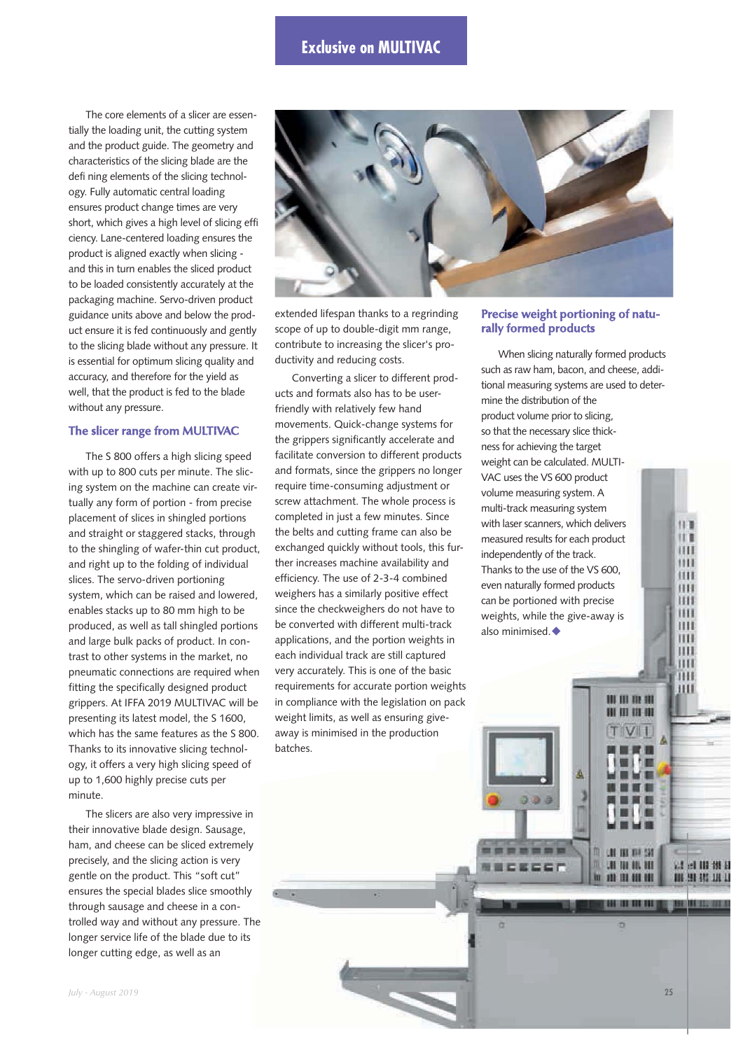The core elements of a slicer are essentially the loading unit, the cutting system and the product guide. The geometry and characteristics of the slicing blade are the defining elements of the slicing technology. Fully automatic central loading ensures product change times are very short, which gives a high level of slicing efficiency. Lane-centered loading ensures the product is aligned exactly when slicing - and this in turn enables the sliced product to be loaded consistently accurately at the packaging machine. Servo-driven product guidance units above and below the product ensure it is fed continuously and gently to the slicing blade without any pressure. It is essential for optimum slicing quality and accuracy, and therefore for the yield as well, that the product is fed to the blade without any pressure.

## The slicer range from MULTIVAC

The S 800 offers a high slicing speed with up to 800 cuts per minute. The slicing system on the machine can create virtually any form of portion - from precise placement of slices in shingled portions and straight or staggered stacks, through to the shingling of wafer-thin cut product, and right up to the folding of individual slices. The servo-driven portioning system, which can be raised and lowered, enables stacks up to 80 mm high to be produced, as well as tall shingled portions and large bulk packs of product. In contrast to other systems in the market, no pneumatic connections are required when fitting the specifically designed product grippers. At IFFA 2019 MULTIVAC will be presenting its latest model, the S 1600, which has the same features as the S 800. Thanks to its innovative slicing technology, it offers a very high slicing speed of up to 1,600 highly precise cuts per minute.

The slicers are also very impressive in their innovative blade design. Sausage, ham, and cheese can be sliced extremely precisely, and the slicing action is very gentle on the product. This "soft cut" ensures the special blades slice smoothly through sausage and cheese in a controlled way and without any pressure. The longer service life of the blade due to its longer cutting edge, as well as an extended lifespan thanks to a regrinding scope of up to double-digit mm range, contribute to increasing the slicer's productivity and reducing costs.

Converting a slicer to different products and formats also has to be user-friendly with relatively few hand movements. Quick-change systems for the grippers significantly accelerate and facilitate conversion to different products and formats, since the grippers no longer require time-consuming adjustment or screw attachment. The whole process is completed in just a few minutes. Since the belts and cutting frame can also be exchanged quickly without tools, this further increases machine availability and efficiency. The use of 2-3-4 combined weighers has a similarly positive effect since the checkweighers do not have to be converted with different multi-track applications, and the portion weights in each individual track are still captured very accurately. This is one of the basic requirements for accurate portion weights in compliance with the legislation on pack weight limits, as well as ensuring give-away is minimised in the production batches.

## Precise weight portioning of naturally formed products

When slicing naturally formed products such as raw ham, bacon, and cheese, additional measuring systems are used to determine the distribution of the product volume prior to slicing, so that the necessary slice thickness for achieving the target weight can be calculated. MULTIVAC uses the VS 600 product volume measuring system. A multi-track measuring system with laser scanners, which delivers measured results for each product independently of the track. Thanks to the use of the VS 600, even naturally formed products can be portioned with precise weights, while the give-away is also minimised.◆